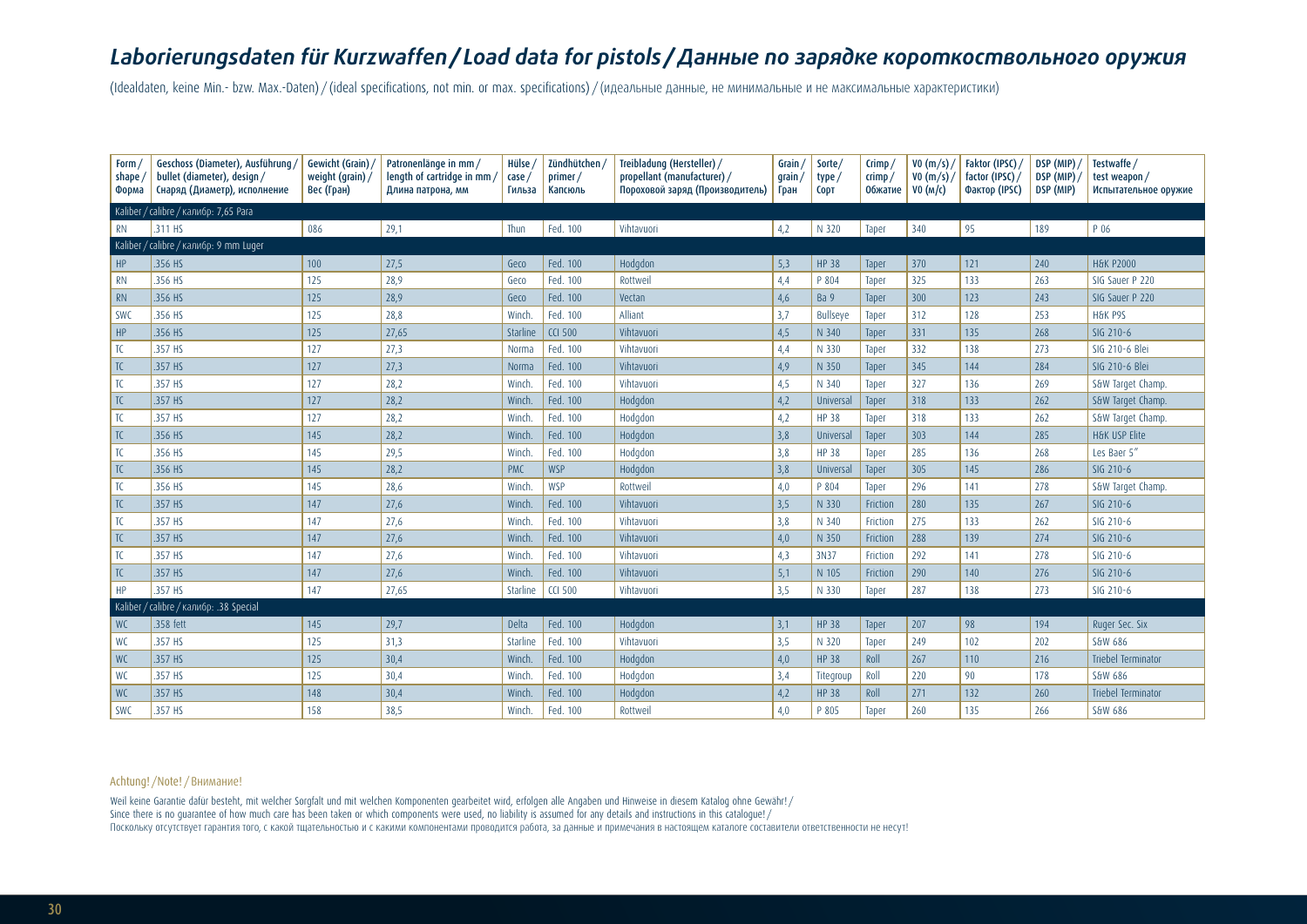# Laborierungsdaten für Kurzwaffen / Load data for pistols / Данные по зарядке короткоствольного оружия

(Idealdaten, keine Min.- bzw. Max.-Daten) / (ideal specifications, not min. or max. specifications) / (идеальные данные, не минимальные и не максимальные характеристики)

| Form / shape / Форма | Geschoss (Diameter), Ausführung / bullet (diameter), design / Снаряд (Диаметр), исполнение | Gewicht (Grain) / weight (grain) / Вес (Гран) | Patronenlänge in mm / length of cartridge in mm / Длина патрона, мм | Hülse / case / Гильза | Zündhütchen / primer / Капсюль | Treibladung (Hersteller) / propellant (manufacturer) / Пороховой заряд (Производитель) | Grain / grain / Гран | Sorte / type / Сорт | Crimp / crimp / Обжатие | V0 (m/s) / V0 (m/s) / V0 (м/с) | Faktor (IPSC) / factor (IPSC) / Фактор (IPSC) | DSP (MIP) / DSP (MIP) / DSP (MIP) | Testwaffe / test weapon / Испытательное оружие |
|---|---|---|---|---|---|---|---|---|---|---|---|---|---|
| Kaliber / calibre / калибр: 7,65 Para | | | | | | | | | | | | | |
| RN | .311 HS | 086 | 29,1 | Thun | Fed. 100 | Vihtavuori | 4,2 | N 320 | Taper | 340 | 95 | 189 | P 06 |
| Kaliber / calibre / калибр: 9 mm Luger | | | | | | | | | | | | | |
| HP | .356 HS | 100 | 27,5 | Geco | Fed. 100 | Hodgdon | 5,3 | HP 38 | Taper | 370 | 121 | 240 | H&K P2000 |
| RN | .356 HS | 125 | 28,9 | Geco | Fed. 100 | Rottweil | 4,4 | P 804 | Taper | 325 | 133 | 263 | SIG Sauer P 220 |
| RN | .356 HS | 125 | 28,9 | Geco | Fed. 100 | Vectan | 4,6 | Ba 9 | Taper | 300 | 123 | 243 | SIG Sauer P 220 |
| SWC | .356 HS | 125 | 28,8 | Winch. | Fed. 100 | Alliant | 3,7 | Bullseye | Taper | 312 | 128 | 253 | H&K P9S |
| HP | .356 HS | 125 | 27,65 | Starline | CCI 500 | Vihtavuori | 4,5 | N 340 | Taper | 331 | 135 | 268 | SIG 210-6 |
| TC | .357 HS | 127 | 27,3 | Norma | Fed. 100 | Vihtavuori | 4,4 | N 330 | Taper | 332 | 138 | 273 | SIG 210-6 Blei |
| TC | .357 HS | 127 | 27,3 | Norma | Fed. 100 | Vihtavuori | 4,9 | N 350 | Taper | 345 | 144 | 284 | SIG 210-6 Blei |
| TC | .357 HS | 127 | 28,2 | Winch. | Fed. 100 | Vihtavuori | 4,5 | N 340 | Taper | 327 | 136 | 269 | S&W Target Champ. |
| TC | .357 HS | 127 | 28,2 | Winch. | Fed. 100 | Hodgdon | 4,2 | Universal | Taper | 318 | 133 | 262 | S&W Target Champ. |
| TC | .357 HS | 127 | 28,2 | Winch. | Fed. 100 | Hodgdon | 4,2 | HP 38 | Taper | 318 | 133 | 262 | S&W Target Champ. |
| TC | .356 HS | 145 | 28,2 | Winch. | Fed. 100 | Hodgdon | 3,8 | Universal | Taper | 303 | 144 | 285 | H&K USP Elite |
| TC | .356 HS | 145 | 29,5 | Winch. | Fed. 100 | Hodgdon | 3,8 | HP 38 | Taper | 285 | 136 | 268 | Les Baer 5" |
| TC | .356 HS | 145 | 28,2 | PMC | WSP | Hodgdon | 3,8 | Universal | Taper | 305 | 145 | 286 | SIG 210-6 |
| TC | .356 HS | 145 | 28,6 | Winch. | WSP | Rottweil | 4,0 | P 804 | Taper | 296 | 141 | 278 | S&W Target Champ. |
| TC | .357 HS | 147 | 27,6 | Winch. | Fed. 100 | Vihtavuori | 3,5 | N 330 | Friction | 280 | 135 | 267 | SIG 210-6 |
| TC | .357 HS | 147 | 27,6 | Winch. | Fed. 100 | Vihtavuori | 3,8 | N 340 | Friction | 275 | 133 | 262 | SIG 210-6 |
| TC | .357 HS | 147 | 27,6 | Winch. | Fed. 100 | Vihtavuori | 4,0 | N 350 | Friction | 288 | 139 | 274 | SIG 210-6 |
| TC | .357 HS | 147 | 27,6 | Winch. | Fed. 100 | Vihtavuori | 4,3 | 3N37 | Friction | 292 | 141 | 278 | SIG 210-6 |
| TC | .357 HS | 147 | 27,6 | Winch. | Fed. 100 | Vihtavuori | 5,1 | N 105 | Friction | 290 | 140 | 276 | SIG 210-6 |
| HP | .357 HS | 147 | 27,65 | Starline | CCI 500 | Vihtavuori | 3,5 | N 330 | Taper | 287 | 138 | 273 | SIG 210-6 |
| Kaliber / calibre / калибр: .38 Special | | | | | | | | | | | | | |
| WC | .358 fett | 145 | 29,7 | Delta | Fed. 100 | Hodgdon | 3,1 | HP 38 | Taper | 207 | 98 | 194 | Ruger Sec. Six |
| WC | .357 HS | 125 | 31,3 | Starline | Fed. 100 | Vihtavuori | 3,5 | N 320 | Taper | 249 | 102 | 202 | S&W 686 |
| WC | .357 HS | 125 | 30,4 | Winch. | Fed. 100 | Hodgdon | 4,0 | HP 38 | Roll | 267 | 110 | 216 | Triebel Terminator |
| WC | .357 HS | 125 | 30,4 | Winch. | Fed. 100 | Hodgdon | 3,4 | Titegroup | Roll | 220 | 90 | 178 | S&W 686 |
| WC | .357 HS | 148 | 30,4 | Winch. | Fed. 100 | Hodgdon | 4,2 | HP 38 | Roll | 271 | 132 | 260 | Triebel Terminator |
| SWC | .357 HS | 158 | 38,5 | Winch. | Fed. 100 | Rottweil | 4,0 | P 805 | Taper | 260 | 135 | 266 | S&W 686 |

Achtung! / Note! / Внимание!

Weil keine Garantie dafür besteht, mit welcher Sorgfalt und mit welchen Komponenten gearbeitet wird, erfolgen alle Angaben und Hinweise in diesem Katalog ohne Gewähr! /
Since there is no guarantee of how much care has been taken or which components were used, no liability is assumed for any details and instructions in this catalogue! /
Поскольку отсутствует гарантия того, с какой тщательностью и с какими компонентами проводится работа, за данные и примечания в настоящем каталоге составители ответственности не несут!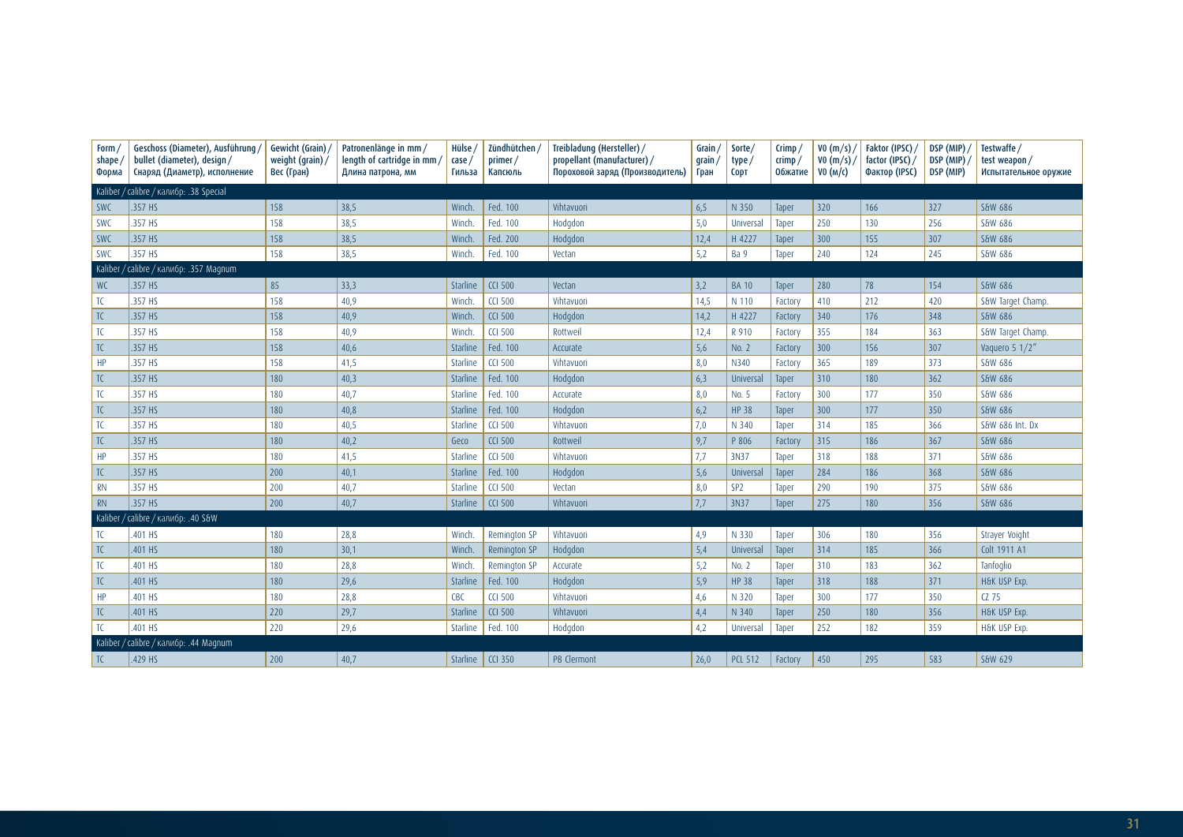| Form / shape / Форма | Geschoss (Diameter), Ausführung / bullet (diameter), design / Снаряд (Диаметр), исполнение | Gewicht (Grain) / weight (grain) / Вес (Гран) | Patronenlänge in mm / length of cartridge in mm / Длина патрона, мм | Hülse / case / Гильза | Zündhütchen / primer / Капсюль | Treibladung (Hersteller) / propellant (manufacturer) / Пороховой заряд (Производитель) | Grain / grain / Гран | Sorte/ type / Сорт | Crimp / crimp / Обжатие | V0 (m/s) / V0 (m/s) / V0 (м/с) | Faktor (IPSC) / factor (IPSC) / Фактор (IPSC) | DSP (MIP) / DSP (MIP) / DSP (MIP) | Testwaffe / test weapon / Испытательное оружие |
|---|---|---|---|---|---|---|---|---|---|---|---|---|---|
| Kaliber / calibre / калибр: .38 Special | | | | | | | | | | | | | |
| SWC | .357 HS | 158 | 38,5 | Winch. | Fed. 100 | Vihtavuori | 6,5 | N 350 | Taper | 320 | 166 | 327 | S&W 686 |
| SWC | .357 HS | 158 | 38,5 | Winch. | Fed. 100 | Hodgdon | 5,0 | Universal | Taper | 250 | 130 | 256 | S&W 686 |
| SWC | .357 HS | 158 | 38,5 | Winch. | Fed. 200 | Hodgdon | 12,4 | H 4227 | Taper | 300 | 155 | 307 | S&W 686 |
| SWC | .357 HS | 158 | 38,5 | Winch. | Fed. 100 | Vectan | 5,2 | Ba 9 | Taper | 240 | 124 | 245 | S&W 686 |
| Kaliber / calibre / калибр: .357 Magnum | | | | | | | | | | | | | |
| WC | .357 HS | 85 | 33,3 | Starline | CCI 500 | Vectan | 3,2 | BA 10 | Taper | 280 | 78 | 154 | S&W 686 |
| TC | .357 HS | 158 | 40,9 | Winch. | CCI 500 | Vihtavuori | 14,5 | N 110 | Factory | 410 | 212 | 420 | S&W Target Champ. |
| TC | .357 HS | 158 | 40,9 | Winch. | CCI 500 | Hodgdon | 14,2 | H 4227 | Factory | 340 | 176 | 348 | S&W 686 |
| TC | .357 HS | 158 | 40,9 | Winch. | CCI 500 | Rottweil | 12,4 | R 910 | Factory | 355 | 184 | 363 | S&W Target Champ. |
| TC | .357 HS | 158 | 40,6 | Starline | Fed. 100 | Accurate | 5,6 | No. 2 | Factory | 300 | 156 | 307 | Vaquero 5 1/2" |
| HP | .357 HS | 158 | 41,5 | Starline | CCI 500 | Vihtavuori | 8,0 | N340 | Factory | 365 | 189 | 373 | S&W 686 |
| TC | .357 HS | 180 | 40,3 | Starline | Fed. 100 | Hodgdon | 6,3 | Universal | Taper | 310 | 180 | 362 | S&W 686 |
| TC | .357 HS | 180 | 40,7 | Starline | Fed. 100 | Accurate | 8,0 | No. 5 | Factory | 300 | 177 | 350 | S&W 686 |
| TC | .357 HS | 180 | 40,8 | Starline | Fed. 100 | Hodgdon | 6,2 | HP 38 | Taper | 300 | 177 | 350 | S&W 686 |
| TC | .357 HS | 180 | 40,5 | Starline | CCI 500 | Vihtavuori | 7,0 | N 340 | Taper | 314 | 185 | 366 | S&W 686 Int. Dx |
| TC | .357 HS | 180 | 40,2 | Geco | CCI 500 | Rottweil | 9,7 | P 806 | Factory | 315 | 186 | 367 | S&W 686 |
| HP | .357 HS | 180 | 41,5 | Starline | CCI 500 | Vihtavuori | 7,7 | 3N37 | Taper | 318 | 188 | 371 | S&W 686 |
| TC | .357 HS | 200 | 40,1 | Starline | Fed. 100 | Hodgdon | 5,6 | Universal | Taper | 284 | 186 | 368 | S&W 686 |
| RN | .357 HS | 200 | 40,7 | Starline | CCI 500 | Vectan | 8,0 | SP2 | Taper | 290 | 190 | 375 | S&W 686 |
| RN | .357 HS | 200 | 40,7 | Starline | CCI 500 | Vihtavuori | 7,7 | 3N37 | Taper | 275 | 180 | 356 | S&W 686 |
| Kaliber / calibre / калибр: .40 S&W | | | | | | | | | | | | | |
| TC | .401 HS | 180 | 28,8 | Winch. | Remington SP | Vihtavuori | 4,9 | N 330 | Taper | 306 | 180 | 356 | Strayer Voight |
| TC | .401 HS | 180 | 30,1 | Winch. | Remington SP | Hodgdon | 5,4 | Universal | Taper | 314 | 185 | 366 | Colt 1911 A1 |
| TC | .401 HS | 180 | 28,8 | Winch. | Remington SP | Accurate | 5,2 | No. 2 | Taper | 310 | 183 | 362 | Tanfoglio |
| TC | .401 HS | 180 | 29,6 | Starline | Fed. 100 | Hodgdon | 5,9 | HP 38 | Taper | 318 | 188 | 371 | H&K USP Exp. |
| HP | .401 HS | 180 | 28,8 | CBC | CCI 500 | Vihtavuori | 4,6 | N 320 | Taper | 300 | 177 | 350 | CZ 75 |
| TC | .401 HS | 220 | 29,7 | Starline | CCI 500 | Vihtavuori | 4,4 | N 340 | Taper | 250 | 180 | 356 | H&K USP Exp. |
| TC | .401 HS | 220 | 29,6 | Starline | Fed. 100 | Hodgdon | 4,2 | Universal | Taper | 252 | 182 | 359 | H&K USP Exp. |
| Kaliber / calibre / калибр: .44 Magnum | | | | | | | | | | | | | |
| TC | .429 HS | 200 | 40,7 | Starline | CCI 350 | PB Clermont | 26,0 | PCL 512 | Factory | 450 | 295 | 583 | S&W 629 |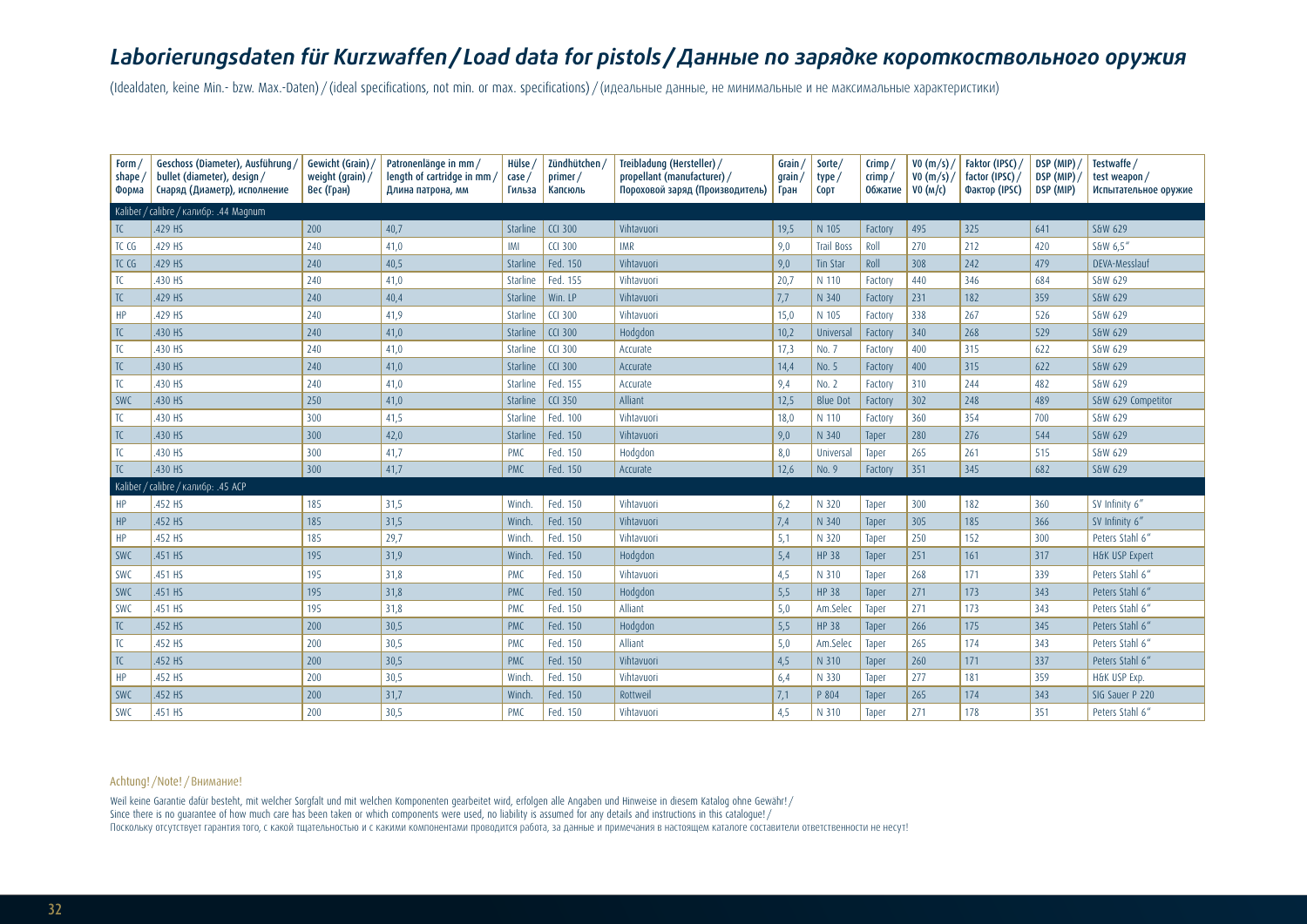# *Laborierungsdaten für Kurzwaffen / Load data for pistols / Данные по зарядке короткоствольного оружия*

(Idealdaten, keine Min.- bzw. Max.-Daten) / (ideal specifications, not min. or max. specifications) / (идеальные данные, не минимальные и не максимальные характеристики)

| Form / shape / Форма | Geschoss (Diameter), Ausführung / bullet (diameter), design / Снаряд (Диаметр), исполнение | Gewicht (Grain) / weight (grain) / Вес (Гран) | Patronenlänge in mm / length of cartridge in mm / Длина патрона, мм | Hülse / case / Гильза | Zündhütchen / primer / Капсюль | Treibladung (Hersteller) / propellant (manufacturer) / Пороховой заряд (Производитель) | Grain / grain / Гран | Sorte / type / Сорт | Crimp / crimp / Обжатие | V0 (m/s) / V0 (m/s) / V0 (м/с) | Faktor (IPSC) / factor (IPSC) / Фактор (IPSC) | DSP (MIP) / DSP (MIP) / DSP (MIP) | Testwaffe / test weapon / Испытательное оружие |
|---|---|---|---|---|---|---|---|---|---|---|---|---|---|
| **Kaliber / calibre / калибр: .44 Magnum** | | | | | | | | | | | | | |
| TC | .429 HS | 200 | 40,7 | Starline | CCI 300 | Vihtavuori | 19,5 | N 105 | Factory | 495 | 325 | 641 | S&W 629 |
| TC CG | .429 HS | 240 | 41,0 | IMI | CCI 300 | IMR | 9,0 | Trail Boss | Roll | 270 | 212 | 420 | S&W 6,5″ |
| TC CG | .429 HS | 240 | 40,5 | Starline | Fed. 150 | Vihtavuori | 9,0 | Tin Star | Roll | 308 | 242 | 479 | DEVA-Messlauf |
| TC | .430 HS | 240 | 41,0 | Starline | Fed. 155 | Vihtavuori | 20,7 | N 110 | Factory | 440 | 346 | 684 | S&W 629 |
| TC | .429 HS | 240 | 40,4 | Starline | Win. LP | Vihtavuori | 7,7 | N 340 | Factory | 231 | 182 | 359 | S&W 629 |
| HP | .429 HS | 240 | 41,9 | Starline | CCI 300 | Vihtavuori | 15,0 | N 105 | Factory | 338 | 267 | 526 | S&W 629 |
| TC | .430 HS | 240 | 41,0 | Starline | CCI 300 | Hodgdon | 10,2 | Universal | Factory | 340 | 268 | 529 | S&W 629 |
| TC | .430 HS | 240 | 41,0 | Starline | CCI 300 | Accurate | 17,3 | No. 7 | Factory | 400 | 315 | 622 | S&W 629 |
| TC | .430 HS | 240 | 41,0 | Starline | CCI 300 | Accurate | 14,4 | No. 5 | Factory | 400 | 315 | 622 | S&W 629 |
| TC | .430 HS | 240 | 41,0 | Starline | Fed. 155 | Accurate | 9,4 | No. 2 | Factory | 310 | 244 | 482 | S&W 629 |
| SWC | .430 HS | 250 | 41,0 | Starline | CCI 350 | Alliant | 12,5 | Blue Dot | Factory | 302 | 248 | 489 | S&W 629 Competitor |
| TC | .430 HS | 300 | 41,5 | Starline | Fed. 100 | Vihtavuori | 18,0 | N 110 | Factory | 360 | 354 | 700 | S&W 629 |
| TC | .430 HS | 300 | 42,0 | Starline | Fed. 150 | Vihtavuori | 9,0 | N 340 | Taper | 280 | 276 | 544 | S&W 629 |
| TC | .430 HS | 300 | 41,7 | PMC | Fed. 150 | Hodgdon | 8,0 | Universal | Taper | 265 | 261 | 515 | S&W 629 |
| TC | .430 HS | 300 | 41,7 | PMC | Fed. 150 | Accurate | 12,6 | No. 9 | Factory | 351 | 345 | 682 | S&W 629 |
| **Kaliber / calibre / калибр: .45 ACP** | | | | | | | | | | | | | |
| HP | .452 HS | 185 | 31,5 | Winch. | Fed. 150 | Vihtavuori | 6,2 | N 320 | Taper | 300 | 182 | 360 | SV Infinity 6″ |
| HP | .452 HS | 185 | 31,5 | Winch. | Fed. 150 | Vihtavuori | 7,4 | N 340 | Taper | 305 | 185 | 366 | SV Infinity 6″ |
| HP | .452 HS | 185 | 29,7 | Winch. | Fed. 150 | Vihtavuori | 5,1 | N 320 | Taper | 250 | 152 | 300 | Peters Stahl 6″ |
| SWC | .451 HS | 195 | 31,9 | Winch. | Fed. 150 | Hodgdon | 5,4 | HP 38 | Taper | 251 | 161 | 317 | H&K USP Expert |
| SWC | .451 HS | 195 | 31,8 | PMC | Fed. 150 | Vihtavuori | 4,5 | N 310 | Taper | 268 | 171 | 339 | Peters Stahl 6″ |
| SWC | .451 HS | 195 | 31,8 | PMC | Fed. 150 | Hodgdon | 5,5 | HP 38 | Taper | 271 | 173 | 343 | Peters Stahl 6″ |
| SWC | .451 HS | 195 | 31,8 | PMC | Fed. 150 | Alliant | 5,0 | Am.Selec | Taper | 271 | 173 | 343 | Peters Stahl 6″ |
| TC | .452 HS | 200 | 30,5 | PMC | Fed. 150 | Hodgdon | 5,5 | HP 38 | Taper | 266 | 175 | 345 | Peters Stahl 6″ |
| TC | .452 HS | 200 | 30,5 | PMC | Fed. 150 | Alliant | 5,0 | Am.Selec | Taper | 265 | 174 | 343 | Peters Stahl 6″ |
| TC | .452 HS | 200 | 30,5 | PMC | Fed. 150 | Vihtavuori | 4,5 | N 310 | Taper | 260 | 171 | 337 | Peters Stahl 6″ |
| HP | .452 HS | 200 | 30,5 | Winch. | Fed. 150 | Vihtavuori | 6,4 | N 330 | Taper | 277 | 181 | 359 | H&K USP Exp. |
| SWC | .452 HS | 200 | 31,7 | Winch. | Fed. 150 | Rottweil | 7,1 | P 804 | Taper | 265 | 174 | 343 | SIG Sauer P 220 |
| SWC | .451 HS | 200 | 30,5 | PMC | Fed. 150 | Vihtavuori | 4,5 | N 310 | Taper | 271 | 178 | 351 | Peters Stahl 6″ |

Achtung! / Note! / Внимание!

Weil keine Garantie dafür besteht, mit welcher Sorgfalt und mit welchen Komponenten gearbeitet wird, erfolgen alle Angaben und Hinweise in diesem Katalog ohne Gewähr! /
Since there is no guarantee of how much care has been taken or which components were used, no liability is assumed for any details and instructions in this catalogue! /
Поскольку отсутствует гарантия того, с какой тщательностью и с какими компонентами проводится работа, за данные и примечания в настоящем каталоге составители ответственности не несут!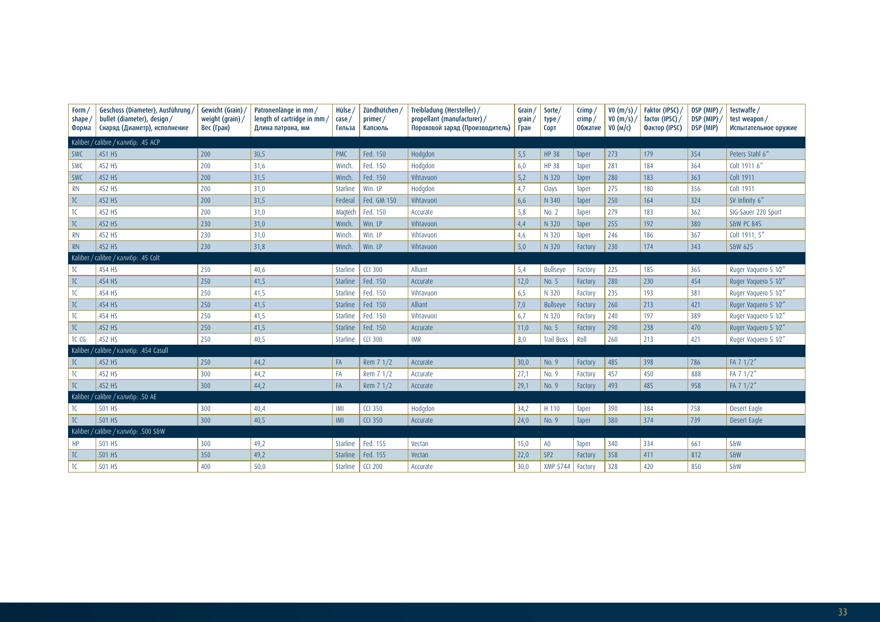| Form / shape / Форма | Geschoss (Diameter), Ausführung / bullet (diameter), design / Снаряд (Диаметр), исполнение | Gewicht (Grain) / weight (grain) / Вес (Гран) | Patronenlänge in mm / length of cartridge in mm / Длина патрона, мм | Hülse / case / Гильза | Zündhütchen / primer / Капсюль | Treibladung (Hersteller) / propellant (manufacturer) / Пороховой заряд (Производитель) | Grain / grain / Гран | Sorte/ type / Сорт | Crimp / crimp / Обжатие | V0 (m/s) / V0 (m/s) / V0 (м/с) | Faktor (IPSC) / factor (IPSC) / Фактор (IPSC) | DSP (MIP) / DSP (MIP) / DSP (MIP) | Testwaffe / test weapon / Испытательное оружие |
|---|---|---|---|---|---|---|---|---|---|---|---|---|---|
| Kaliber / calibre / калибр: .45 ACP | | | | | | | | | | | | | |
| SWC | .451 HS | 200 | 30,5 | PMC | Fed. 150 | Hodgdon | 5,5 | HP 38 | Taper | 273 | 179 | 354 | Peters Stahl 6″ |
| SWC | .452 HS | 200 | 31,6 | Winch. | Fed. 150 | Hodgdon | 6,0 | HP 38 | Taper | 281 | 184 | 364 | Colt 1911 6″ |
| SWC | .452 HS | 200 | 31,5 | Winch. | Fed. 150 | Vihtavuori | 5,2 | N 320 | Taper | 280 | 183 | 363 | Colt 1911 |
| RN | .452 HS | 200 | 31,0 | Starline | Win. LP | Hodgdon | 4,7 | Clays | Taper | 275 | 180 | 356 | Colt 1911 |
| TC | .452 HS | 200 | 31,5 | Federal | Fed. GM 150 | Vihtavuori | 6,6 | N 340 | Taper | 250 | 164 | 324 | SV Infinity 6″ |
| TC | .452 HS | 200 | 31,0 | Magtech | Fed. 150 | Accurate | 5,8 | No. 2 | Taper | 279 | 183 | 362 | SIG-Sauer 220 Sport |
| TC | .452 HS | 230 | 31,0 | Winch. | Win. LP | Vihtavuori | 4,4 | N 320 | Taper | 255 | 192 | 380 | S&W PC 845 |
| RN | .452 HS | 230 | 31,0 | Winch. | Win. LP | Vihtavuori | 4,6 | N 320 | Taper | 246 | 186 | 367 | Colt 1911, 5″ |
| RN | .452 HS | 230 | 31,8 | Winch. | Win. LP | Vihtavuori | 5,0 | N 320 | Factory | 230 | 174 | 343 | S&W 625 |
| Kaliber / calibre / калибр: .45 Colt | | | | | | | | | | | | | |
| TC | .454 HS | 250 | 40,6 | Starline | CCI 300 | Alliant | 5,4 | Bullseye | Factory | 225 | 185 | 365 | Ruger Vaquero 5 1⁄2″ |
| TC | .454 HS | 250 | 41,5 | Starline | Fed. 150 | Accurate | 12,0 | No. 5 | Factory | 280 | 230 | 454 | Ruger Vaquero 5 1⁄2″ |
| TC | .454 HS | 250 | 41,5 | Starline | Fed. 150 | Vihtavuori | 6,5 | N 320 | Factory | 235 | 193 | 381 | Ruger Vaquero 5 1⁄2″ |
| TC | .454 HS | 250 | 41,5 | Starline | Fed. 150 | Alliant | 7,0 | Bullseye | Factory | 260 | 213 | 421 | Ruger Vaquero 5 1⁄2″ |
| TC | .454 HS | 250 | 41,5 | Starline | Fed. 150 | Vihtavuori | 6,7 | N 320 | Factory | 240 | 197 | 389 | Ruger Vaquero 5 1⁄2″ |
| TC | .452 HS | 250 | 41,5 | Starline | Fed. 150 | Accurate | 11,0 | No. 5 | Factory | 290 | 238 | 470 | Ruger Vaquero 5 1⁄2″ |
| TC CG | .452 HS | 250 | 40,5 | Starline | CCI 300 | IMR | 8,0 | Trail Boss | Roll | 260 | 213 | 421 | Ruger Vaquero 5 1⁄2″ |
| Kaliber / calibre / калибр: .454 Casull | | | | | | | | | | | | | |
| TC | .452 HS | 250 | 44,2 | FA | Rem 7 1/2 | Accurate | 30,0 | No. 9 | Factory | 485 | 398 | 786 | FA 7 1/2″ |
| TC | .452 HS | 300 | 44,2 | FA | Rem 7 1/2 | Accurate | 27,1 | No. 9 | Factory | 457 | 450 | 888 | FA 7 1/2″ |
| TC | .452 HS | 300 | 44,2 | FA | Rem 7 1/2 | Accurate | 29,1 | No. 9 | Factory | 493 | 485 | 958 | FA 7 1/2″ |
| Kaliber / calibre / калибр: .50 AE | | | | | | | | | | | | | |
| TC | .501 HS | 300 | 40,4 | IMI | CCI 350 | Hodgdon | 34,2 | H 110 | Taper | 390 | 384 | 758 | Desert Eagle |
| TC | .501 HS | 300 | 40,5 | IMI | CCI 350 | Accurate | 24,0 | No. 9 | Taper | 380 | 374 | 739 | Desert Eagle |
| Kaliber / calibre / калибр: .500 S&W | | | | | | | | | | | | | |
| HP | .501 HS | 300 | 49,2 | Starline | Fed. 155 | Vectan | 15,0 | A0 | Taper | 340 | 334 | 661 | S&W |
| TC | .501 HS | 350 | 49,2 | Starline | Fed. 155 | Vectan | 22,0 | SP2 | Factory | 358 | 411 | 812 | S&W |
| TC | .501 HS | 400 | 50,0 | Starline | CCI 200 | Accurate | 30,0 | XMP 5744 | Factory | 328 | 420 | 850 | S&W |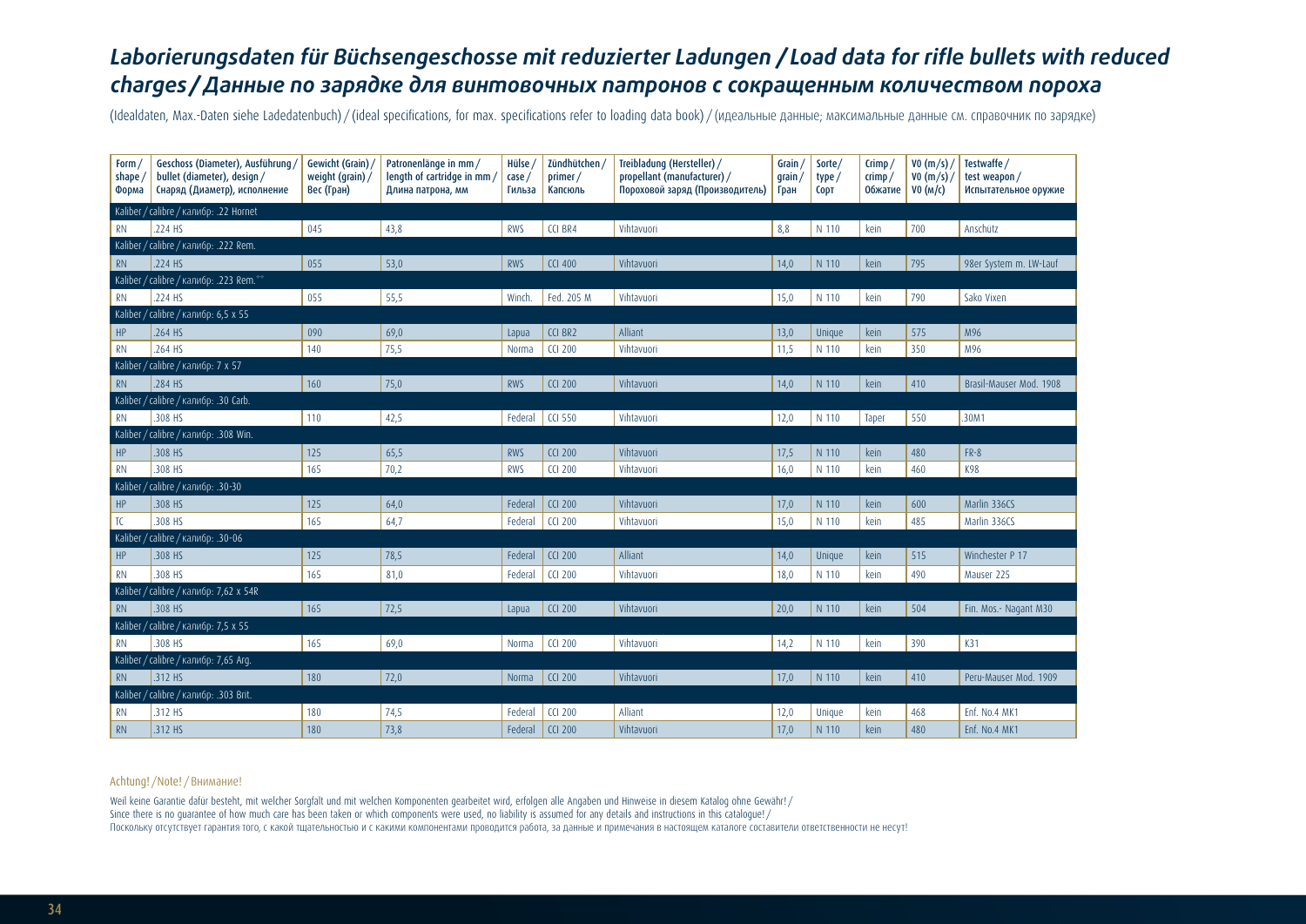# *Laborierungsdaten für Büchsengeschosse mit reduzierter Ladungen / Load data for rifle bullets with reduced charges / Данные по зарядке для винтовочных патронов с сокращенным количеством пороха*

(Idealdaten, Max.-Daten siehe Ladedatenbuch) / (ideal specifications, for max. specifications refer to loading data book) / (идеальные данные; максимальные данные см. справочник по зарядке)

| Form / shape / Форма | Geschoss (Diameter), Ausführung / bullet (diameter), design / Снаряд (Диаметр), исполнение | Gewicht (Grain) / weight (grain) / Вес (Гран) | Patronenlänge in mm / length of cartridge in mm / Длина патрона, мм | Hülse / case / Гильза | Zündhütchen / primer / Капсюль | Treibladung (Hersteller) / propellant (manufacturer) / Пороховой заряд (Производитель) | Grain / grain / Гран | Sorte / type / Сорт | Crimp / crimp / Обжатие | V0 (m/s) / V0 (m/s) / V0 (м/с) | Testwaffe / test weapon / Испытательное оружие |
|---|---|---|---|---|---|---|---|---|---|---|---|
| Kaliber / calibre / калибр: .22 Hornet | | | | | | | | | | | |
| RN | .224 HS | 045 | 43,8 | RWS | CCI BR4 | Vihtavuori | 8,8 | N 110 | kein | 700 | Anschütz |
| Kaliber / calibre / калибр: .222 Rem. | | | | | | | | | | | |
| RN | .224 HS | 055 | 53,0 | RWS | CCI 400 | Vihtavuori | 14,0 | N 110 | kein | 795 | 98er System m. LW-Lauf |
| Kaliber / calibre / калибр: .223 Rem.** | | | | | | | | | | | |
| RN | .224 HS | 055 | 55,5 | Winch. | Fed. 205 M | Vihtavuori | 15,0 | N 110 | kein | 790 | Sako Vixen |
| Kaliber / calibre / калибр: 6,5 x 55 | | | | | | | | | | | |
| HP | .264 HS | 090 | 69,0 | Lapua | CCI BR2 | Alliant | 13,0 | Unique | kein | 575 | M96 |
| RN | .264 HS | 140 | 75,5 | Norma | CCI 200 | Vihtavuori | 11,5 | N 110 | kein | 350 | M96 |
| Kaliber / calibre / калибр: 7 x 57 | | | | | | | | | | | |
| RN | .284 HS | 160 | 75,0 | RWS | CCI 200 | Vihtavuori | 14,0 | N 110 | kein | 410 | Brasil-Mauser Mod. 1908 |
| Kaliber / calibre / калибр: .30 Carb. | | | | | | | | | | | |
| RN | .308 HS | 110 | 42,5 | Federal | CCI 550 | Vihtavuori | 12,0 | N 110 | Taper | 550 | .30M1 |
| Kaliber / calibre / калибр: .308 Win. | | | | | | | | | | | |
| HP | .308 HS | 125 | 65,5 | RWS | CCI 200 | Vihtavuori | 17,5 | N 110 | kein | 480 | FR-8 |
| RN | .308 HS | 165 | 70,2 | RWS | CCI 200 | Vihtavuori | 16,0 | N 110 | kein | 460 | K98 |
| Kaliber / calibre / калибр: .30-30 | | | | | | | | | | | |
| HP | .308 HS | 125 | 64,0 | Federal | CCI 200 | Vihtavuori | 17,0 | N 110 | kein | 600 | Marlin 336CS |
| TC | .308 HS | 165 | 64,7 | Federal | CCI 200 | Vihtavuori | 15,0 | N 110 | kein | 485 | Marlin 336CS |
| Kaliber / calibre / калибр: .30-06 | | | | | | | | | | | |
| HP | .308 HS | 125 | 78,5 | Federal | CCI 200 | Alliant | 14,0 | Unique | kein | 515 | Winchester P 17 |
| RN | .308 HS | 165 | 81,0 | Federal | CCI 200 | Vihtavuori | 18,0 | N 110 | kein | 490 | Mauser 225 |
| Kaliber / calibre / калибр: 7,62 x 54R | | | | | | | | | | | |
| RN | .308 HS | 165 | 72,5 | Lapua | CCI 200 | Vihtavuori | 20,0 | N 110 | kein | 504 | Fin. Mos.- Nagant M30 |
| Kaliber / calibre / калибр: 7,5 x 55 | | | | | | | | | | | |
| RN | .308 HS | 165 | 69,0 | Norma | CCI 200 | Vihtavuori | 14,2 | N 110 | kein | 390 | K31 |
| Kaliber / calibre / калибр: 7,65 Arg. | | | | | | | | | | | |
| RN | .312 HS | 180 | 72,0 | Norma | CCI 200 | Vihtavuori | 17,0 | N 110 | kein | 410 | Peru-Mauser Mod. 1909 |
| Kaliber / calibre / калибр: .303 Brit. | | | | | | | | | | | |
| RN | .312 HS | 180 | 74,5 | Federal | CCI 200 | Alliant | 12,0 | Unique | kein | 468 | Enf. No.4 MK1 |
| RN | .312 HS | 180 | 73,8 | Federal | CCI 200 | Vihtavuori | 17,0 | N 110 | kein | 480 | Enf. No.4 MK1 |

Achtung! / Note! / Внимание!

Weil keine Garantie dafür besteht, mit welcher Sorgfalt und mit welchen Komponenten gearbeitet wird, erfolgen alle Angaben und Hinweise in diesem Katalog ohne Gewähr! /
Since there is no guarantee of how much care has been taken or which components were used, no liability is assumed for any details and instructions in this catalogue! /
Поскольку отсутствует гарантия того, с какой тщательностью и с какими компонентами проводится работа, за данные и примечания в настоящем каталоге составители ответственности не несут!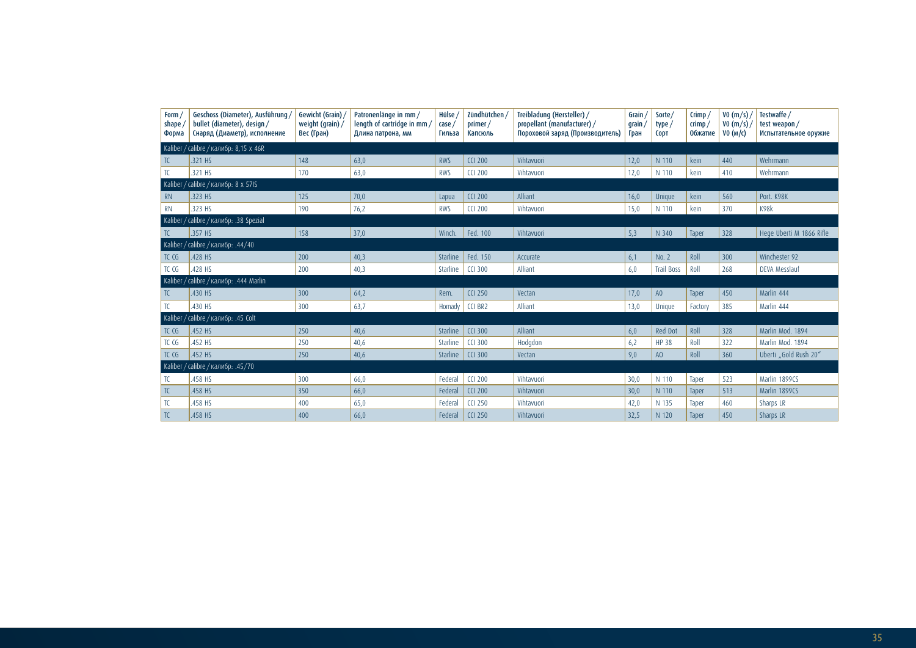| Form / shape / Форма | Geschoss (Diameter), Ausführung / bullet (diameter), design / Снаряд (Диаметр), исполнение | Gewicht (Grain) / weight (grain) / Вес (Гран) | Patronenlänge in mm / length of cartridge in mm / Длина патрона, мм | Hülse / case / Гильза | Zündhütchen / primer / Капсюль | Treibladung (Hersteller) / propellant (manufacturer) / Пороховой заряд (Производитель) | Grain / grain / Гран | Sorte/ type / Сорт | Crimp / crimp / Обжатие | V0 (m/s) / V0 (m/s) / V0 (м/с) | Testwaffe / test weapon / Испытательное оружие |
|---|---|---|---|---|---|---|---|---|---|---|---|
| Kaliber / calibre / калибр: 8,15 x 46R | | | | | | | | | | | |
| TC | .321 HS | 148 | 63,0 | RWS | CCI 200 | Vihtavuori | 12,0 | N 110 | kein | 440 | Wehrmann |
| TC | .321 HS | 170 | 63,0 | RWS | CCI 200 | Vihtavuori | 12,0 | N 110 | kein | 410 | Wehrmann |
| Kaliber / calibre / калибр: 8 x 57IS | | | | | | | | | | | |
| RN | .323 HS | 125 | 70,0 | Lapua | CCI 200 | Alliant | 16,0 | Unique | kein | 560 | Port. K98K |
| RN | .323 HS | 190 | 76,2 | RWS | CCI 200 | Vihtavuori | 15,0 | N 110 | kein | 370 | K98k |
| Kaliber / calibre / калибр: .38 Spezial | | | | | | | | | | | |
| TC | .357 HS | 158 | 37,0 | Winch. | Fed. 100 | Vihtavuori | 5,3 | N 340 | Taper | 328 | Hege Uberti M 1866 Rifle |
| Kaliber / calibre / калибр: .44/40 | | | | | | | | | | | |
| TC CG | .428 HS | 200 | 40,3 | Starline | Fed. 150 | Accurate | 6,1 | No. 2 | Roll | 300 | Winchester 92 |
| TC CG | .428 HS | 200 | 40,3 | Starline | CCI 300 | Alliant | 6,0 | Trail Boss | Roll | 268 | DEVA Messlauf |
| Kaliber / calibre / калибр: .444 Marlin | | | | | | | | | | | |
| TC | .430 HS | 300 | 64,2 | Rem. | CCI 250 | Vectan | 17,0 | A0 | Taper | 450 | Marlin 444 |
| TC | .430 HS | 300 | 63,7 | Homady | CCI BR2 | Alliant | 13,0 | Unique | Factory | 385 | Marlin 444 |
| Kaliber / calibre / калибр: .45 Colt | | | | | | | | | | | |
| TC CG | .452 HS | 250 | 40,6 | Starline | CCI 300 | Alliant | 6,0 | Red Dot | Roll | 328 | Marlin Mod. 1894 |
| TC CG | .452 HS | 250 | 40,6 | Starline | CCI 300 | Hodgdon | 6,2 | HP 38 | Roll | 322 | Marlin Mod. 1894 |
| TC CG | .452 HS | 250 | 40,6 | Starline | CCI 300 | Vectan | 9,0 | A0 | Roll | 360 | Uberti „Gold Rush 20" |
| Kaliber / calibre / калибр: .45/70 | | | | | | | | | | | |
| TC | .458 HS | 300 | 66,0 | Federal | CCI 200 | Vihtavuori | 30,0 | N 110 | Taper | 523 | Marlin 1899CS |
| TC | .458 HS | 350 | 66,0 | Federal | CCI 200 | Vihtavuori | 30,0 | N 110 | Taper | 513 | Marlin 1899CS |
| TC | .458 HS | 400 | 65,0 | Federal | CCI 250 | Vihtavuori | 42,0 | N 135 | Taper | 460 | Sharps LR |
| TC | .458 HS | 400 | 66,0 | Federal | CCI 250 | Vihtavuori | 32,5 | N 120 | Taper | 450 | Sharps LR |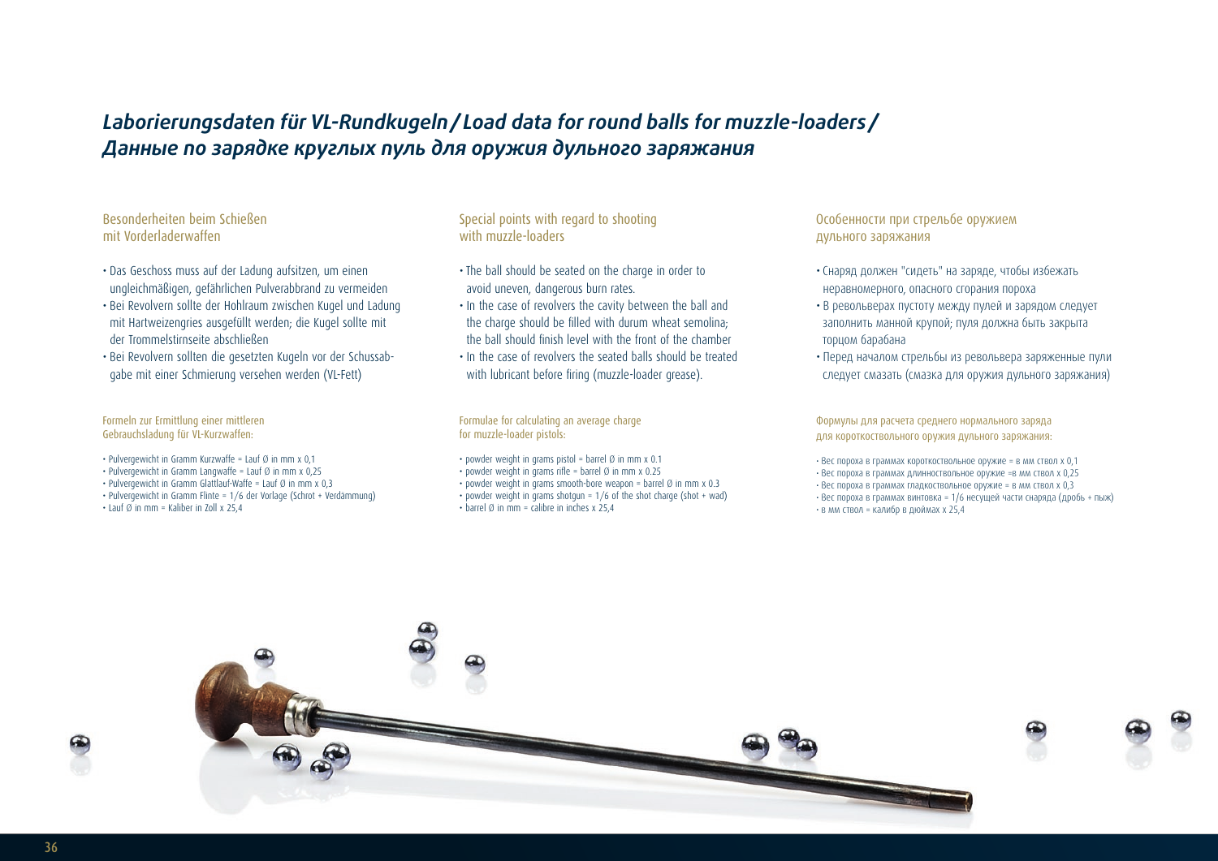# *Laborierungsdaten für VL-Rundkugeln / Load data for round balls for muzzle-loaders / Данные по зарядке круглых пуль для оружия дульного заряжания*

## Besonderheiten beim Schießen mit Vorderladerwaffen

- Das Geschoss muss auf der Ladung aufsitzen, um einen ungleichmäßigen, gefährlichen Pulverabbrand zu vermeiden
- Bei Revolvern sollte der Hohlraum zwischen Kugel und Ladung mit Hartweizengries ausgefüllt werden; die Kugel sollte mit der Trommelstirnseite abschließen
- Bei Revolvern sollten die gesetzten Kugeln vor der Schussabgabe mit einer Schmierung versehen werden (VL-Fett)

### Formeln zur Ermittlung einer mittleren Gebrauchsladung für VL-Kurzwaffen:

- Pulvergewicht in Gramm Kurzwaffe = Lauf Ø in mm x 0,1
- Pulvergewicht in Gramm Langwaffe = Lauf Ø in mm x 0,25
- Pulvergewicht in Gramm Glattlauf-Waffe = Lauf Ø in mm x 0,3
- Pulvergewicht in Gramm Flinte = 1/6 der Vorlage (Schrot + Verdämmung)
- Lauf Ø in mm = Kaliber in Zoll x 25,4

## Special points with regard to shooting with muzzle-loaders

- The ball should be seated on the charge in order to avoid uneven, dangerous burn rates.
- In the case of revolvers the cavity between the ball and the charge should be filled with durum wheat semolina; the ball should finish level with the front of the chamber
- In the case of revolvers the seated balls should be treated with lubricant before firing (muzzle-loader grease).

### Formulae for calculating an average charge for muzzle-loader pistols:

- powder weight in grams pistol = barrel Ø in mm x 0.1
- powder weight in grams rifle = barrel Ø in mm x 0.25
- powder weight in grams smooth-bore weapon = barrel Ø in mm x 0.3
- powder weight in grams shotgun = 1/6 of the shot charge (shot + wad)
- barrel Ø in mm = calibre in inches x 25,4

## Особенности при стрельбе оружием дульного заряжания

- Снаряд должен "сидеть" на заряде, чтобы избежать неравномерного, опасного сгорания пороха
- В револьверах пустоту между пулей и зарядом следует заполнить манной крупой; пуля должна быть закрыта торцом барабана
- Перед началом стрельбы из револьвера заряженные пули следует смазать (смазка для оружия дульного заряжания)

### Формулы для расчета среднего нормального заряда для короткоствольного оружия дульного заряжания:

- Вес пороха в граммах короткоствольное оружие = в мм ствол x 0,1
- Вес пороха в граммах длинноствольное оружие =в мм ствол x 0,25
- Вес пороха в граммах гладкоствольное оружие = в мм ствол x 0,3
- Вес пороха в граммах винтовка = 1/6 несущей части снаряда (дробь + пыж)
- в мм ствол = калибр в дюймах x 25,4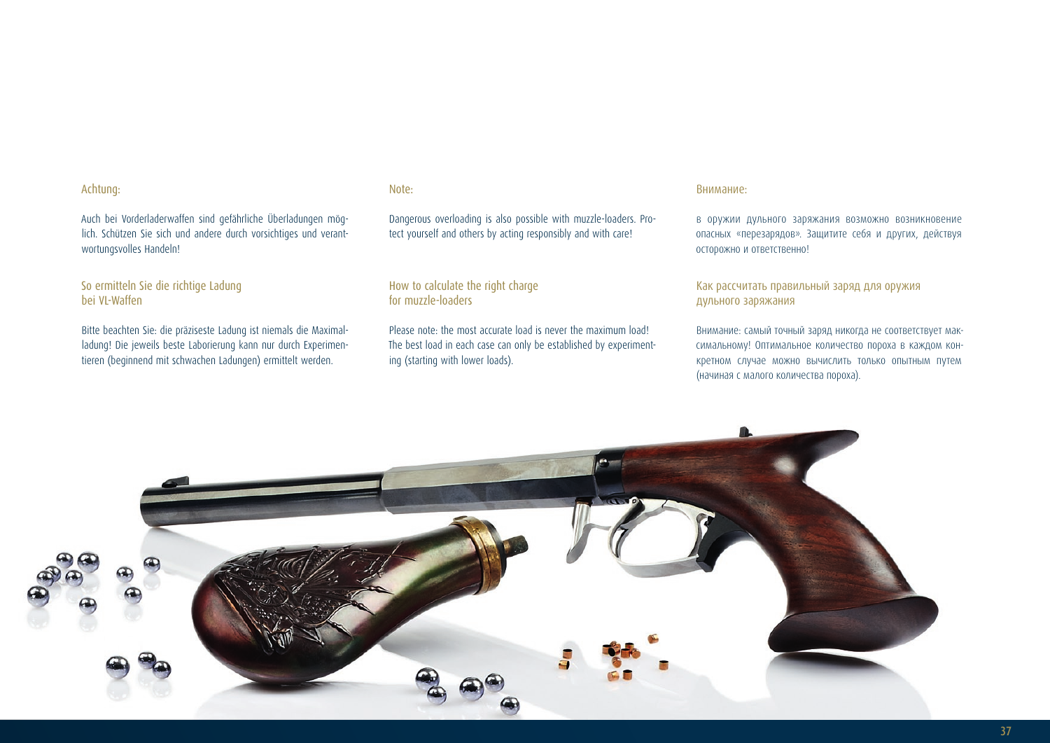Achtung:

Auch bei Vorderladerwaffen sind gefährliche Überladungen möglich. Schützen Sie sich und andere durch vorsichtiges und verantwortungsvolles Handeln!

### So ermitteln Sie die richtige Ladung bei VL-Waffen

Bitte beachten Sie: die präziseste Ladung ist niemals die Maximalladung! Die jeweils beste Laborierung kann nur durch Experimentieren (beginnend mit schwachen Ladungen) ermittelt werden.

Note:

Dangerous overloading is also possible with muzzle-loaders. Protect yourself and others by acting responsibly and with care!

### How to calculate the right charge for muzzle-loaders

Please note: the most accurate load is never the maximum load! The best load in each case can only be established by experimenting (starting with lower loads).

Внимание:

в оружии дульного заряжания возможно возникновение опасных «перезарядов». Защитите себя и других, действуя осторожно и ответственно!

### Как рассчитать правильный заряд для оружия дульного заряжания

Внимание: самый точный заряд никогда не соответствует максимальному! Оптимальное количество пороха в каждом конкретном случае можно вычислить только опытным путем (начиная с малого количества пороха).